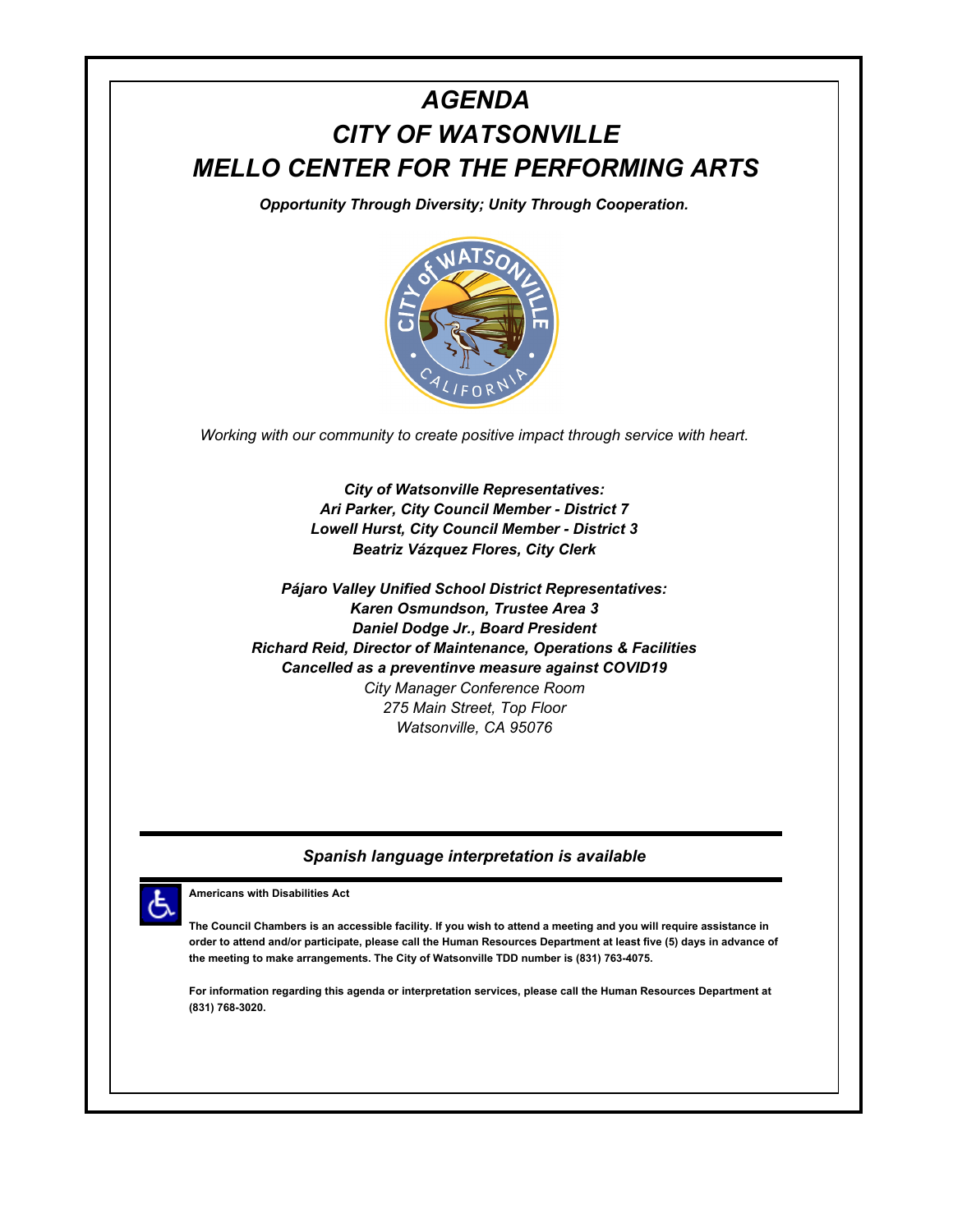# *AGENDA*
# *CITY OF WATSONVILLE*
# *MELLO CENTER FOR THE PERFORMING ARTS*

***Opportunity Through Diversity; Unity Through Cooperation.***

*Working with our community to create positive impact through service with heart.*

***City of Watsonville Representatives:***
***Ari Parker, City Council Member - District 7***
***Lowell Hurst, City Council Member - District 3***
***Beatriz Vázquez Flores, City Clerk***

***Pájaro Valley Unified School District Representatives:***
***Karen Osmundson, Trustee Area 3***
***Daniel Dodge Jr., Board President***
***Richard Reid, Director of Maintenance, Operations & Facilities***
***Cancelled as a preventinve measure against COVID19***
*City Manager Conference Room*
*275 Main Street, Top Floor*
*Watsonville, CA 95076*

---

***Spanish language interpretation is available***

---

**Americans with Disabilities Act**

**The Council Chambers is an accessible facility. If you wish to attend a meeting and you will require assistance in order to attend and/or participate, please call the Human Resources Department at least five (5) days in advance of the meeting to make arrangements. The City of Watsonville TDD number is (831) 763-4075.**

**For information regarding this agenda or interpretation services, please call the Human Resources Department at (831) 768-3020.**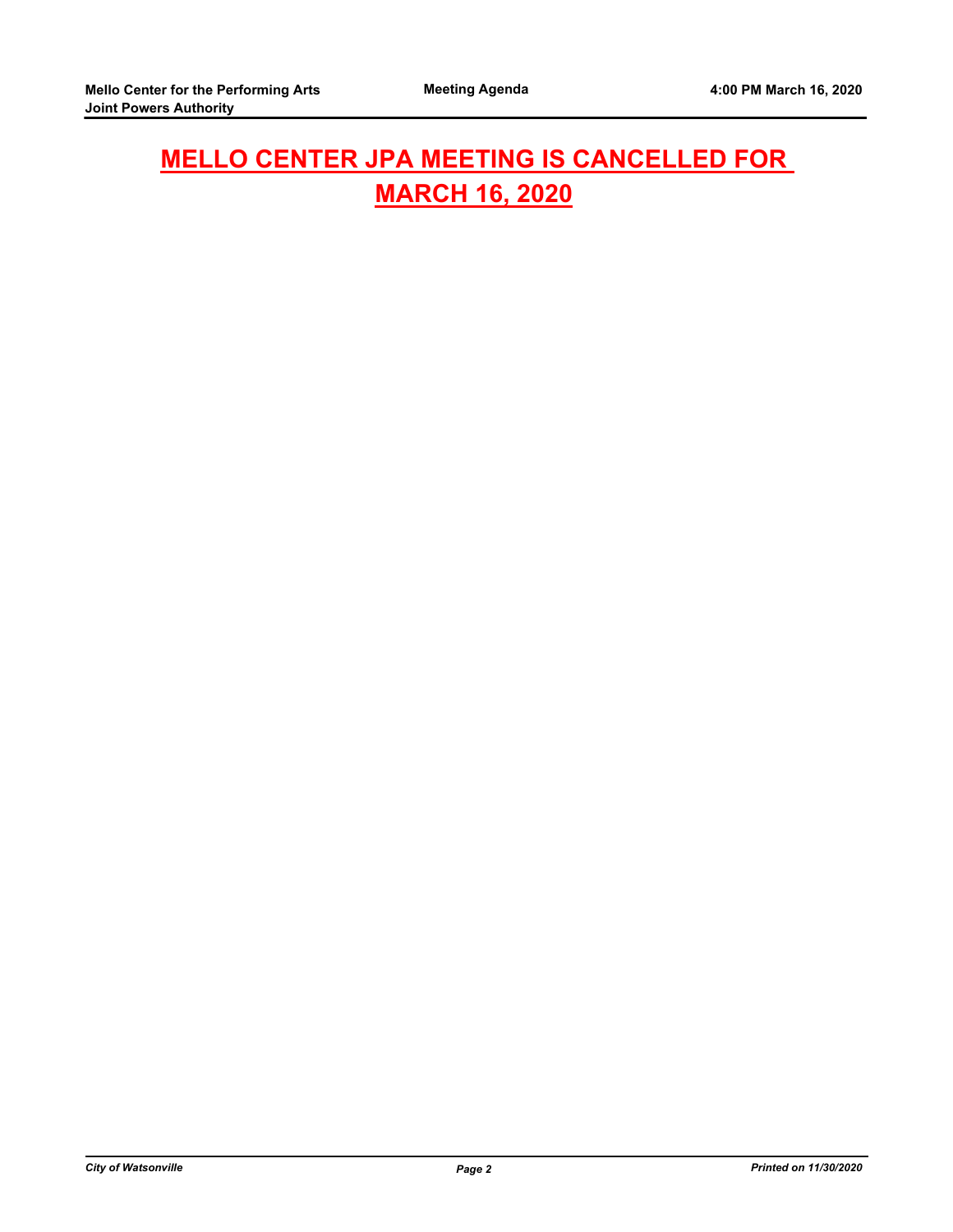# **MELLO CENTER JPA MEETING IS CANCELLED FOR MARCH 16, 2020**